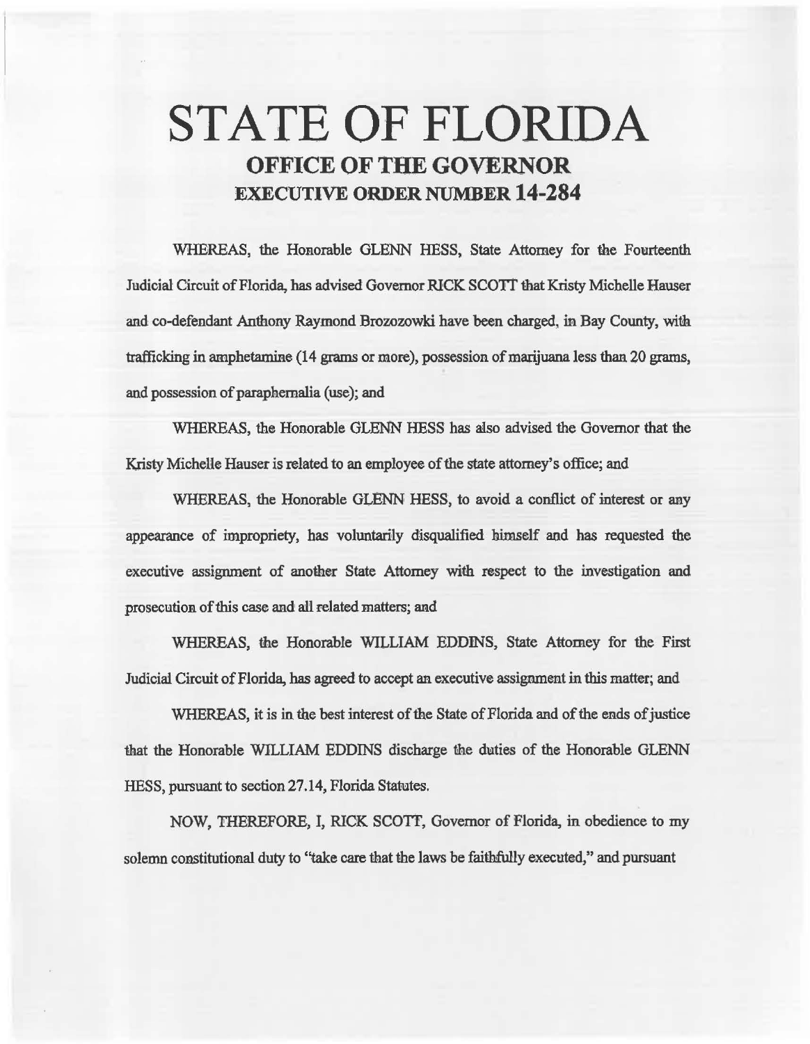# STATE OF FLORIDA
## OFFICE OF THE GOVERNOR
## EXECUTIVE ORDER NUMBER 14-284

WHEREAS, the Honorable GLENN HESS, State Attorney for the Fourteenth Judicial Circuit of Florida, has advised Governor RICK SCOTT that Kristy Michelle Hauser and co-defendant Anthony Raymond Brozozowki have been charged, in Bay County, with trafficking in amphetamine (14 grams or more), possession of marijuana less than 20 grams, and possession of paraphernalia (use); and

WHEREAS, the Honorable GLENN HESS has also advised the Governor that the Kristy Michelle Hauser is related to an employee of the state attorney's office; and

WHEREAS, the Honorable GLENN HESS, to avoid a conflict of interest or any appearance of impropriety, has voluntarily disqualified himself and has requested the executive assignment of another State Attorney with respect to the investigation and prosecution of this case and all related matters; and

WHEREAS, the Honorable WILLIAM EDDINS, State Attorney for the First Judicial Circuit of Florida, has agreed to accept an executive assignment in this matter; and

WHEREAS, it is in the best interest of the State of Florida and of the ends of justice that the Honorable WILLIAM EDDINS discharge the duties of the Honorable GLENN HESS, pursuant to section 27.14, Florida Statutes.

NOW, THEREFORE, I, RICK SCOTT, Governor of Florida, in obedience to my solemn constitutional duty to "take care that the laws be faithfully executed," and pursuant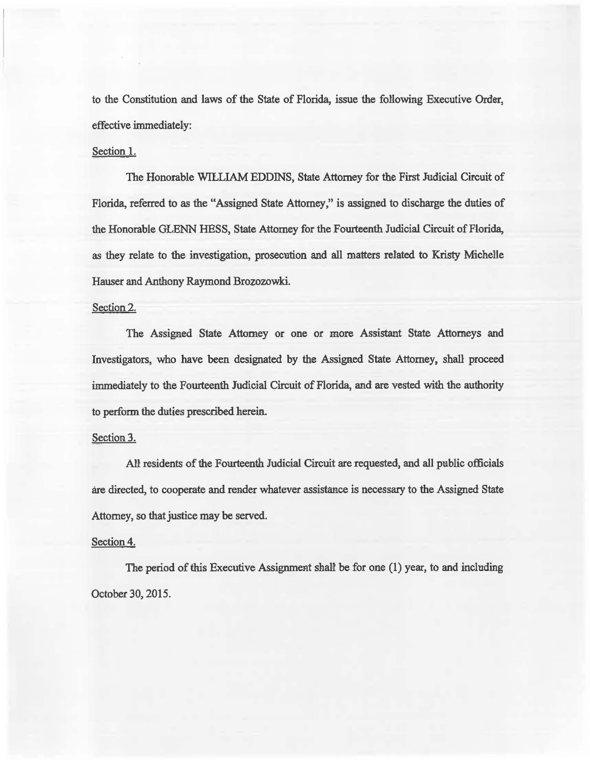to the Constitution and laws of the State of Florida, issue the following Executive Order, effective immediately:

Section 1.

The Honorable WILLIAM EDDINS, State Attorney for the First Judicial Circuit of Florida, referred to as the "Assigned State Attorney," is assigned to discharge the duties of the Honorable GLENN HESS, State Attorney for the Fourteenth Judicial Circuit of Florida, as they relate to the investigation, prosecution and all matters related to Kristy Michelle Hauser and Anthony Raymond Brozozowki.

Section 2.

The Assigned State Attorney or one or more Assistant State Attorneys and Investigators, who have been designated by the Assigned State Attorney, shall proceed immediately to the Fourteenth Judicial Circuit of Florida, and are vested with the authority to perform the duties prescribed herein.

Section 3.

All residents of the Fourteenth Judicial Circuit are requested, and all public officials are directed, to cooperate and render whatever assistance is necessary to the Assigned State Attorney, so that justice may be served.

Section 4.

The period of this Executive Assignment shall be for one (1) year, to and including October 30, 2015.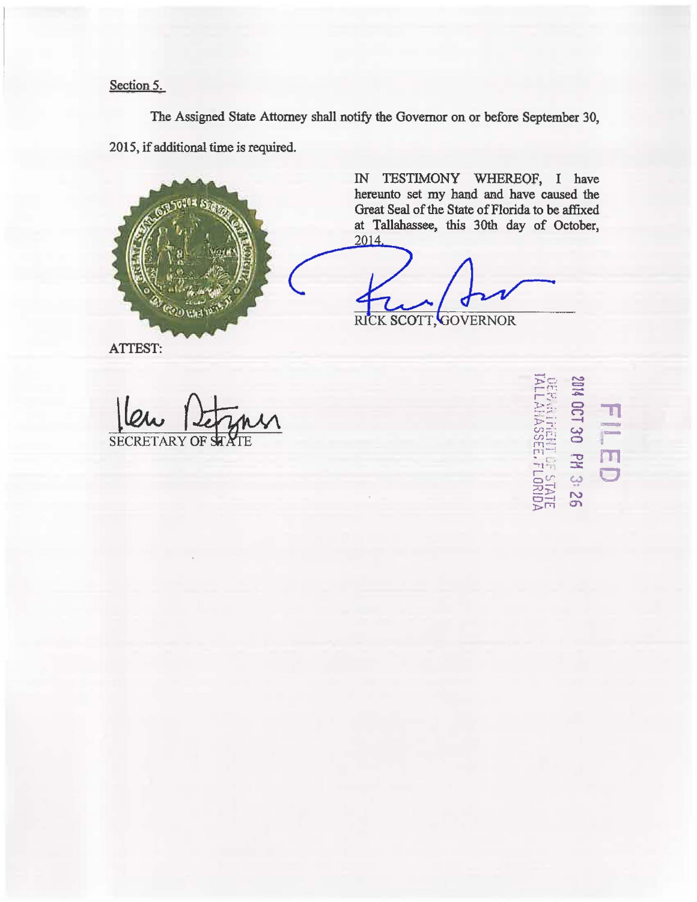Section 5.

The Assigned State Attorney shall notify the Governor on or before September 30, 2015, if additional time is required.

IN TESTIMONY WHEREOF, I have hereunto set my hand and have caused the Great Seal of the State of Florida to be affixed at Tallahassee, this 30th day of October, 2014.

RICK SCOTT, GOVERNOR

ATTEST:

SECRETARY OF STATE

FILED

2014 OCT 30 PM 3: 26

DEPARTMENT OF STATE
TALLAHASSEE, FLORIDA